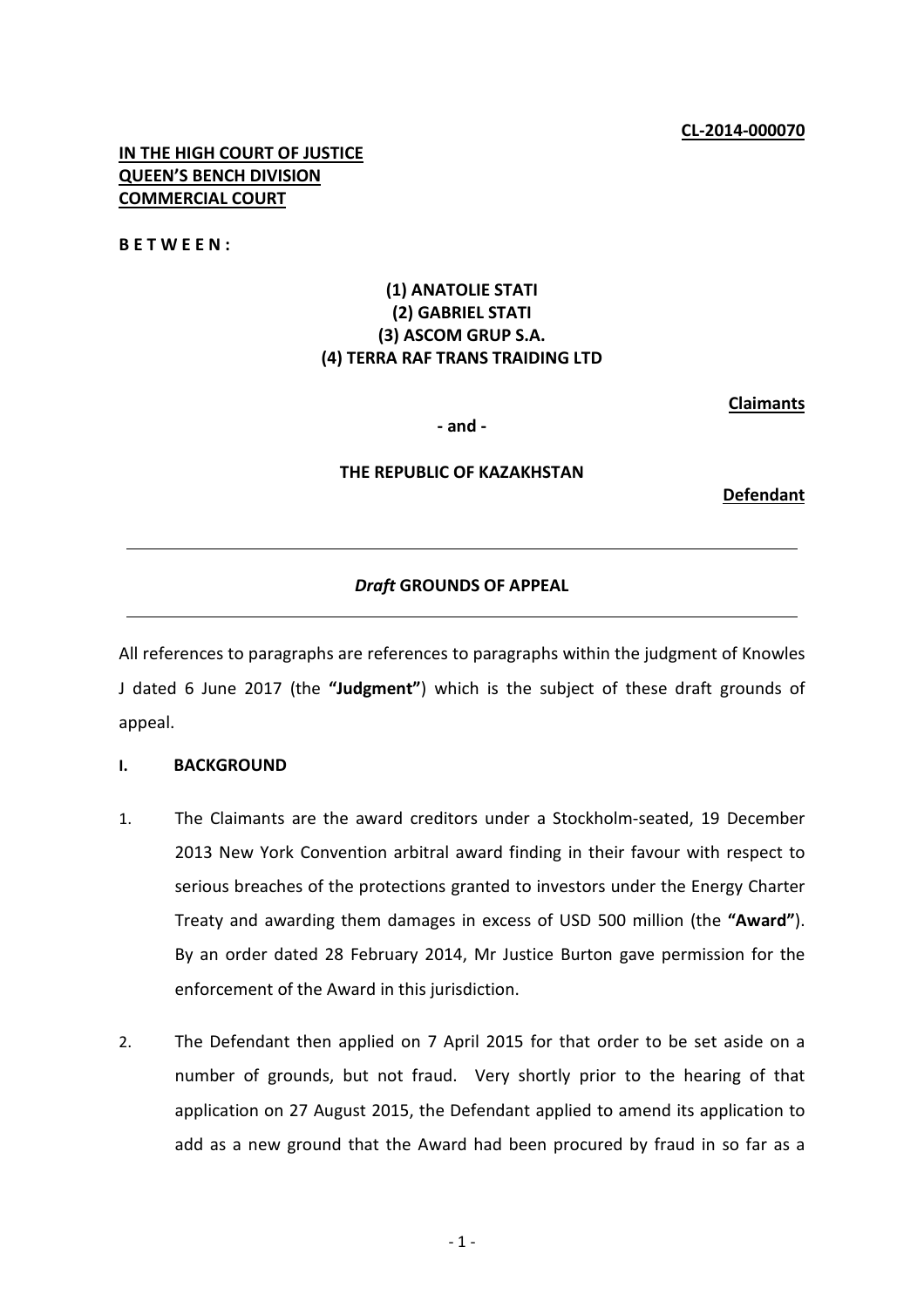**CL-2014-000070**

**IN THE HIGH COURT OF JUSTICE**
**QUEEN'S BENCH DIVISION**
**COMMERCIAL COURT**

**B E T W E E N :**

**(1) ANATOLIE STATI**
**(2) GABRIEL STATI**
**(3) ASCOM GRUP S.A.**
**(4) TERRA RAF TRANS TRAIDING LTD**

**Claimants**

**- and -**

**THE REPUBLIC OF KAZAKHSTAN**

**Defendant**

---

***Draft* GROUNDS OF APPEAL**

---

All references to paragraphs are references to paragraphs within the judgment of Knowles J dated 6 June 2017 (the **"Judgment"**) which is the subject of these draft grounds of appeal.

## I. BACKGROUND

1. The Claimants are the award creditors under a Stockholm-seated, 19 December 2013 New York Convention arbitral award finding in their favour with respect to serious breaches of the protections granted to investors under the Energy Charter Treaty and awarding them damages in excess of USD 500 million (the **"Award"**). By an order dated 28 February 2014, Mr Justice Burton gave permission for the enforcement of the Award in this jurisdiction.

2. The Defendant then applied on 7 April 2015 for that order to be set aside on a number of grounds, but not fraud. Very shortly prior to the hearing of that application on 27 August 2015, the Defendant applied to amend its application to add as a new ground that the Award had been procured by fraud in so far as a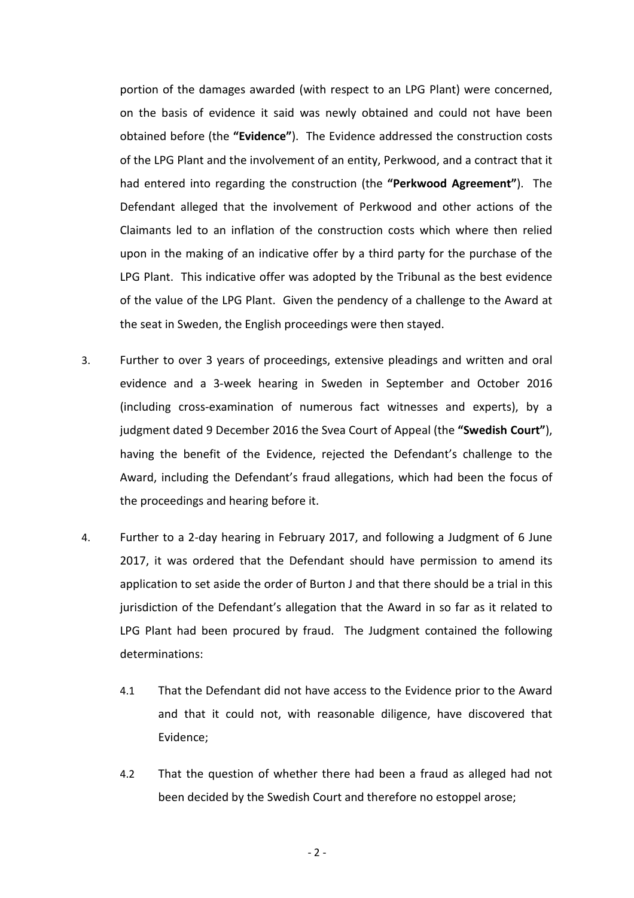portion of the damages awarded (with respect to an LPG Plant) were concerned, on the basis of evidence it said was newly obtained and could not have been obtained before (the **"Evidence"**). The Evidence addressed the construction costs of the LPG Plant and the involvement of an entity, Perkwood, and a contract that it had entered into regarding the construction (the **"Perkwood Agreement"**). The Defendant alleged that the involvement of Perkwood and other actions of the Claimants led to an inflation of the construction costs which where then relied upon in the making of an indicative offer by a third party for the purchase of the LPG Plant. This indicative offer was adopted by the Tribunal as the best evidence of the value of the LPG Plant. Given the pendency of a challenge to the Award at the seat in Sweden, the English proceedings were then stayed.

3. Further to over 3 years of proceedings, extensive pleadings and written and oral evidence and a 3-week hearing in Sweden in September and October 2016 (including cross-examination of numerous fact witnesses and experts), by a judgment dated 9 December 2016 the Svea Court of Appeal (the **"Swedish Court"**), having the benefit of the Evidence, rejected the Defendant's challenge to the Award, including the Defendant's fraud allegations, which had been the focus of the proceedings and hearing before it.

4. Further to a 2-day hearing in February 2017, and following a Judgment of 6 June 2017, it was ordered that the Defendant should have permission to amend its application to set aside the order of Burton J and that there should be a trial in this jurisdiction of the Defendant's allegation that the Award in so far as it related to LPG Plant had been procured by fraud. The Judgment contained the following determinations:

   4.1 That the Defendant did not have access to the Evidence prior to the Award and that it could not, with reasonable diligence, have discovered that Evidence;

   4.2 That the question of whether there had been a fraud as alleged had not been decided by the Swedish Court and therefore no estoppel arose;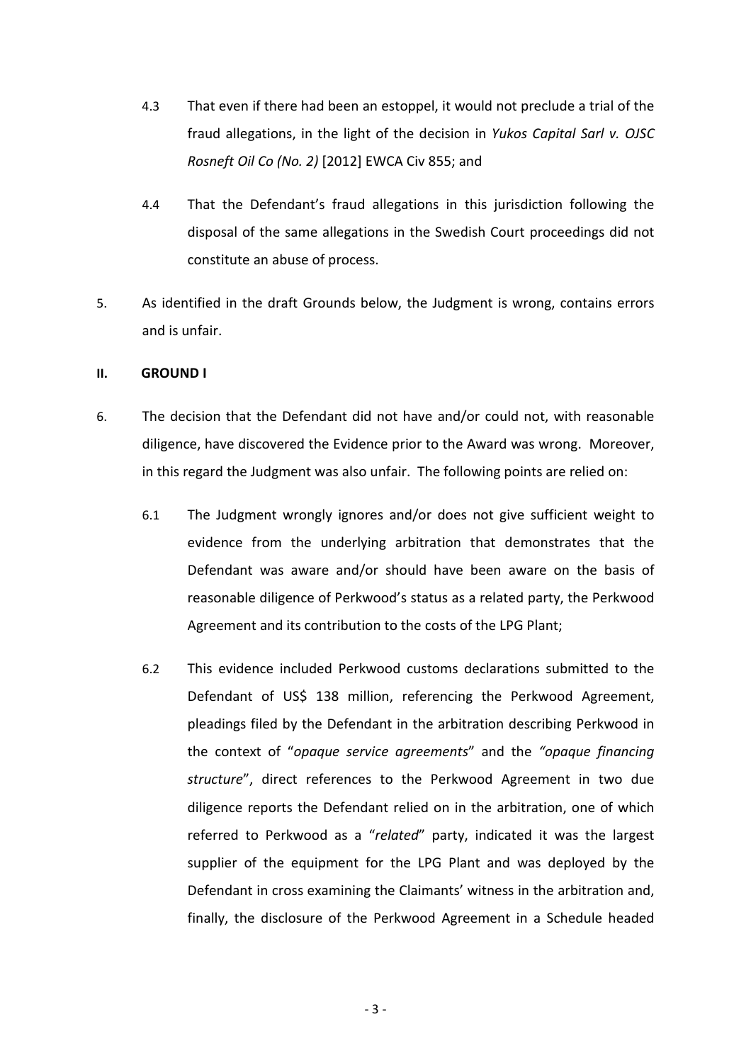4.3 That even if there had been an estoppel, it would not preclude a trial of the fraud allegations, in the light of the decision in *Yukos Capital Sarl v. OJSC Rosneft Oil Co (No. 2)* [2012] EWCA Civ 855; and

4.4 That the Defendant's fraud allegations in this jurisdiction following the disposal of the same allegations in the Swedish Court proceedings did not constitute an abuse of process.

5. As identified in the draft Grounds below, the Judgment is wrong, contains errors and is unfair.

## II. GROUND I

6. The decision that the Defendant did not have and/or could not, with reasonable diligence, have discovered the Evidence prior to the Award was wrong. Moreover, in this regard the Judgment was also unfair. The following points are relied on:

6.1 The Judgment wrongly ignores and/or does not give sufficient weight to evidence from the underlying arbitration that demonstrates that the Defendant was aware and/or should have been aware on the basis of reasonable diligence of Perkwood's status as a related party, the Perkwood Agreement and its contribution to the costs of the LPG Plant;

6.2 This evidence included Perkwood customs declarations submitted to the Defendant of US$ 138 million, referencing the Perkwood Agreement, pleadings filed by the Defendant in the arbitration describing Perkwood in the context of "*opaque service agreements*" and the *"opaque financing structure*", direct references to the Perkwood Agreement in two due diligence reports the Defendant relied on in the arbitration, one of which referred to Perkwood as a "*related*" party, indicated it was the largest supplier of the equipment for the LPG Plant and was deployed by the Defendant in cross examining the Claimants' witness in the arbitration and, finally, the disclosure of the Perkwood Agreement in a Schedule headed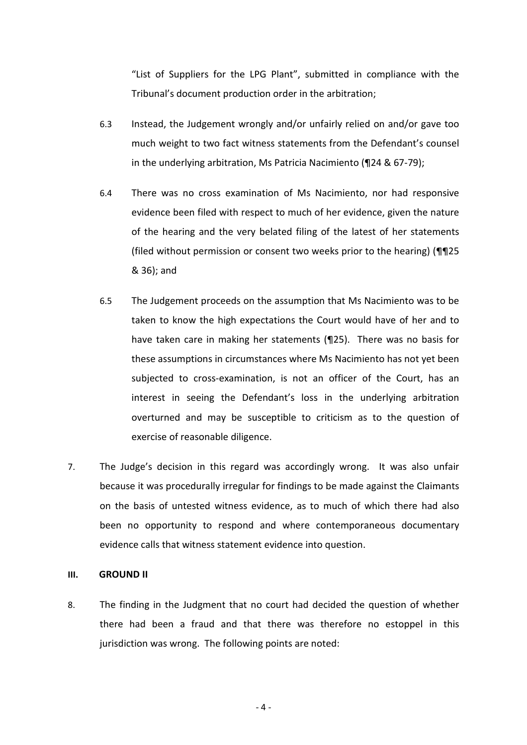"List of Suppliers for the LPG Plant", submitted in compliance with the Tribunal's document production order in the arbitration;

6.3 Instead, the Judgement wrongly and/or unfairly relied on and/or gave too much weight to two fact witness statements from the Defendant's counsel in the underlying arbitration, Ms Patricia Nacimiento (¶24 & 67-79);

6.4 There was no cross examination of Ms Nacimiento, nor had responsive evidence been filed with respect to much of her evidence, given the nature of the hearing and the very belated filing of the latest of her statements (filed without permission or consent two weeks prior to the hearing) (¶¶25 & 36); and

6.5 The Judgement proceeds on the assumption that Ms Nacimiento was to be taken to know the high expectations the Court would have of her and to have taken care in making her statements (¶25). There was no basis for these assumptions in circumstances where Ms Nacimiento has not yet been subjected to cross-examination, is not an officer of the Court, has an interest in seeing the Defendant's loss in the underlying arbitration overturned and may be susceptible to criticism as to the question of exercise of reasonable diligence.

7. The Judge's decision in this regard was accordingly wrong. It was also unfair because it was procedurally irregular for findings to be made against the Claimants on the basis of untested witness evidence, as to much of which there had also been no opportunity to respond and where contemporaneous documentary evidence calls that witness statement evidence into question.

## III. GROUND II

8. The finding in the Judgment that no court had decided the question of whether there had been a fraud and that there was therefore no estoppel in this jurisdiction was wrong. The following points are noted: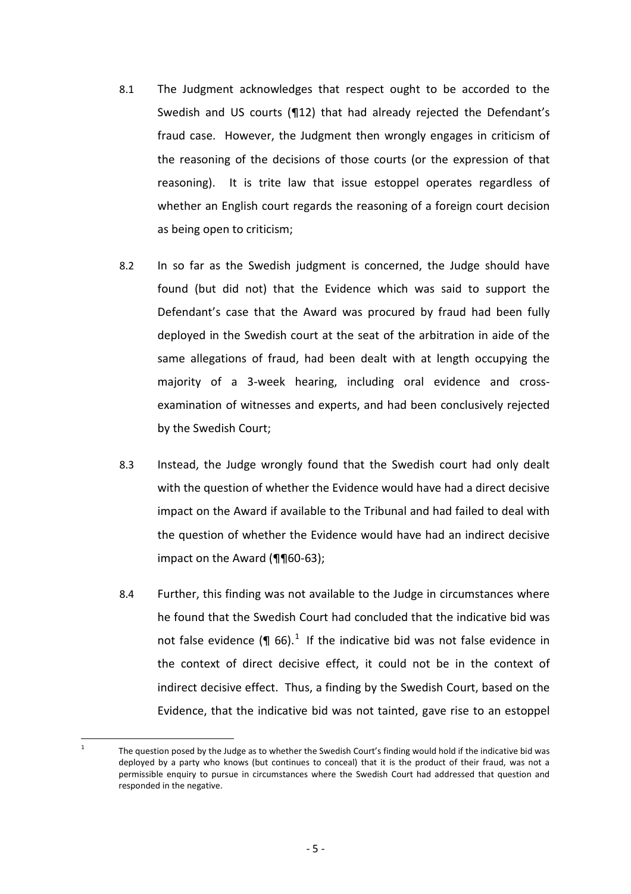8.1 The Judgment acknowledges that respect ought to be accorded to the Swedish and US courts (¶12) that had already rejected the Defendant's fraud case. However, the Judgment then wrongly engages in criticism of the reasoning of the decisions of those courts (or the expression of that reasoning). It is trite law that issue estoppel operates regardless of whether an English court regards the reasoning of a foreign court decision as being open to criticism;

8.2 In so far as the Swedish judgment is concerned, the Judge should have found (but did not) that the Evidence which was said to support the Defendant's case that the Award was procured by fraud had been fully deployed in the Swedish court at the seat of the arbitration in aide of the same allegations of fraud, had been dealt with at length occupying the majority of a 3-week hearing, including oral evidence and cross-examination of witnesses and experts, and had been conclusively rejected by the Swedish Court;

8.3 Instead, the Judge wrongly found that the Swedish court had only dealt with the question of whether the Evidence would have had a direct decisive impact on the Award if available to the Tribunal and had failed to deal with the question of whether the Evidence would have had an indirect decisive impact on the Award (¶¶60-63);

8.4 Further, this finding was not available to the Judge in circumstances where he found that the Swedish Court had concluded that the indicative bid was not false evidence (¶ 66).[1] If the indicative bid was not false evidence in the context of direct decisive effect, it could not be in the context of indirect decisive effect. Thus, a finding by the Swedish Court, based on the Evidence, that the indicative bid was not tainted, gave rise to an estoppel

[1] The question posed by the Judge as to whether the Swedish Court's finding would hold if the indicative bid was deployed by a party who knows (but continues to conceal) that it is the product of their fraud, was not a permissible enquiry to pursue in circumstances where the Swedish Court had addressed that question and responded in the negative.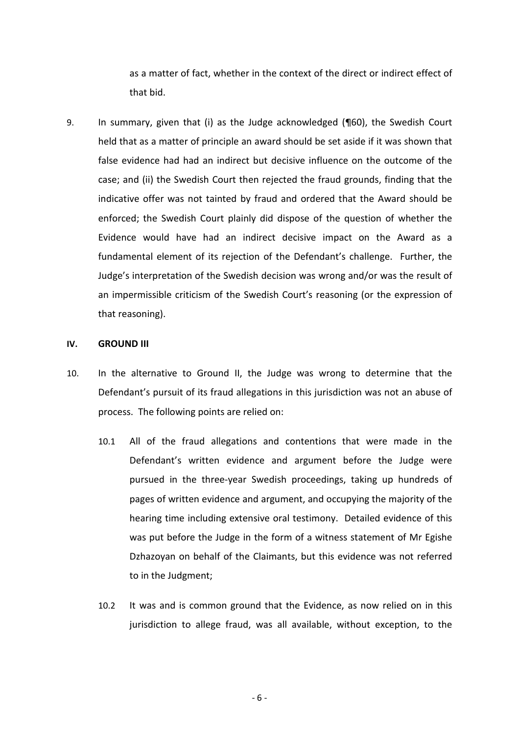as a matter of fact, whether in the context of the direct or indirect effect of that bid.

9. In summary, given that (i) as the Judge acknowledged (¶60), the Swedish Court held that as a matter of principle an award should be set aside if it was shown that false evidence had had an indirect but decisive influence on the outcome of the case; and (ii) the Swedish Court then rejected the fraud grounds, finding that the indicative offer was not tainted by fraud and ordered that the Award should be enforced; the Swedish Court plainly did dispose of the question of whether the Evidence would have had an indirect decisive impact on the Award as a fundamental element of its rejection of the Defendant's challenge. Further, the Judge's interpretation of the Swedish decision was wrong and/or was the result of an impermissible criticism of the Swedish Court's reasoning (or the expression of that reasoning).

## IV. GROUND III

10. In the alternative to Ground II, the Judge was wrong to determine that the Defendant's pursuit of its fraud allegations in this jurisdiction was not an abuse of process. The following points are relied on:

    10.1 All of the fraud allegations and contentions that were made in the Defendant's written evidence and argument before the Judge were pursued in the three-year Swedish proceedings, taking up hundreds of pages of written evidence and argument, and occupying the majority of the hearing time including extensive oral testimony. Detailed evidence of this was put before the Judge in the form of a witness statement of Mr Egishe Dzhazoyan on behalf of the Claimants, but this evidence was not referred to in the Judgment;

    10.2 It was and is common ground that the Evidence, as now relied on in this jurisdiction to allege fraud, was all available, without exception, to the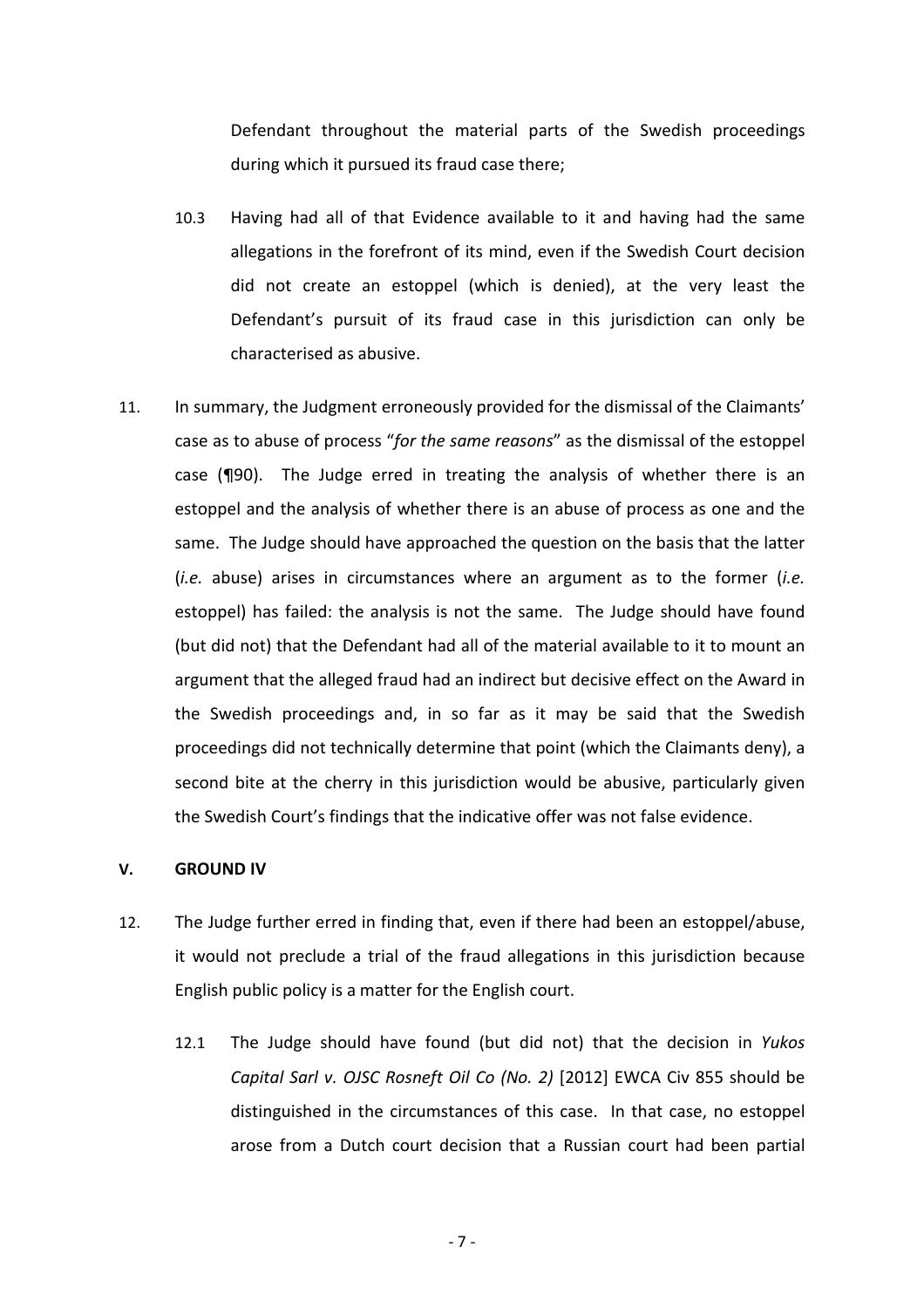Defendant throughout the material parts of the Swedish proceedings during which it pursued its fraud case there;

10.3 Having had all of that Evidence available to it and having had the same allegations in the forefront of its mind, even if the Swedish Court decision did not create an estoppel (which is denied), at the very least the Defendant's pursuit of its fraud case in this jurisdiction can only be characterised as abusive.

11. In summary, the Judgment erroneously provided for the dismissal of the Claimants' case as to abuse of process "*for the same reasons*" as the dismissal of the estoppel case (¶90). The Judge erred in treating the analysis of whether there is an estoppel and the analysis of whether there is an abuse of process as one and the same. The Judge should have approached the question on the basis that the latter (*i.e.* abuse) arises in circumstances where an argument as to the former (*i.e.* estoppel) has failed: the analysis is not the same. The Judge should have found (but did not) that the Defendant had all of the material available to it to mount an argument that the alleged fraud had an indirect but decisive effect on the Award in the Swedish proceedings and, in so far as it may be said that the Swedish proceedings did not technically determine that point (which the Claimants deny), a second bite at the cherry in this jurisdiction would be abusive, particularly given the Swedish Court's findings that the indicative offer was not false evidence.

## V. GROUND IV

12. The Judge further erred in finding that, even if there had been an estoppel/abuse, it would not preclude a trial of the fraud allegations in this jurisdiction because English public policy is a matter for the English court.

12.1 The Judge should have found (but did not) that the decision in *Yukos Capital Sarl v. OJSC Rosneft Oil Co (No. 2)* [2012] EWCA Civ 855 should be distinguished in the circumstances of this case. In that case, no estoppel arose from a Dutch court decision that a Russian court had been partial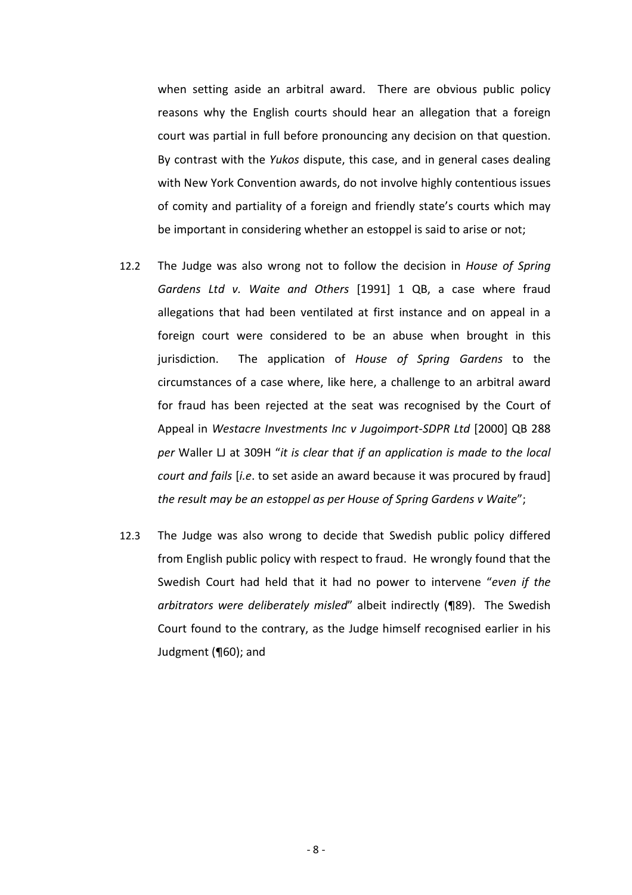when setting aside an arbitral award. There are obvious public policy reasons why the English courts should hear an allegation that a foreign court was partial in full before pronouncing any decision on that question. By contrast with the *Yukos* dispute, this case, and in general cases dealing with New York Convention awards, do not involve highly contentious issues of comity and partiality of a foreign and friendly state's courts which may be important in considering whether an estoppel is said to arise or not;

12.2 The Judge was also wrong not to follow the decision in *House of Spring Gardens Ltd v. Waite and Others* [1991] 1 QB, a case where fraud allegations that had been ventilated at first instance and on appeal in a foreign court were considered to be an abuse when brought in this jurisdiction. The application of *House of Spring Gardens* to the circumstances of a case where, like here, a challenge to an arbitral award for fraud has been rejected at the seat was recognised by the Court of Appeal in *Westacre Investments Inc v Jugoimport-SDPR Ltd* [2000] QB 288 *per* Waller LJ at 309H "*it is clear that if an application is made to the local court and fails* [*i.e*. to set aside an award because it was procured by fraud] *the result may be an estoppel as per House of Spring Gardens v Waite*";

12.3 The Judge was also wrong to decide that Swedish public policy differed from English public policy with respect to fraud. He wrongly found that the Swedish Court had held that it had no power to intervene "*even if the arbitrators were deliberately misled*" albeit indirectly (¶89). The Swedish Court found to the contrary, as the Judge himself recognised earlier in his Judgment (¶60); and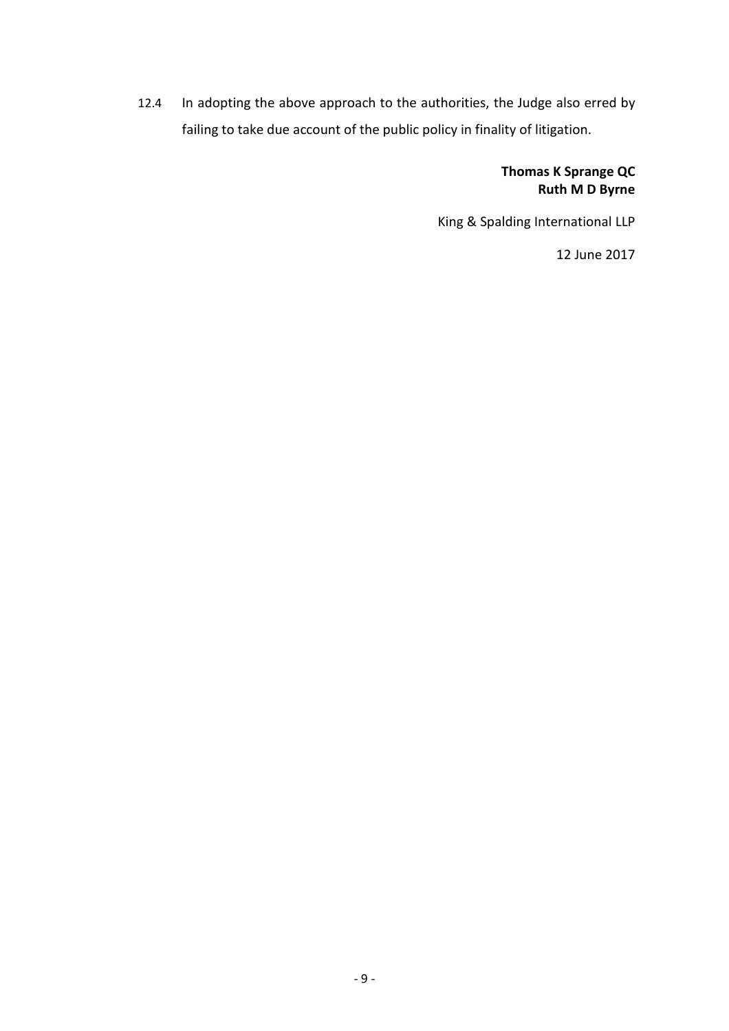12.4 In adopting the above approach to the authorities, the Judge also erred by failing to take due account of the public policy in finality of litigation.

**Thomas K Sprange QC**
**Ruth M D Byrne**

King & Spalding International LLP

12 June 2017